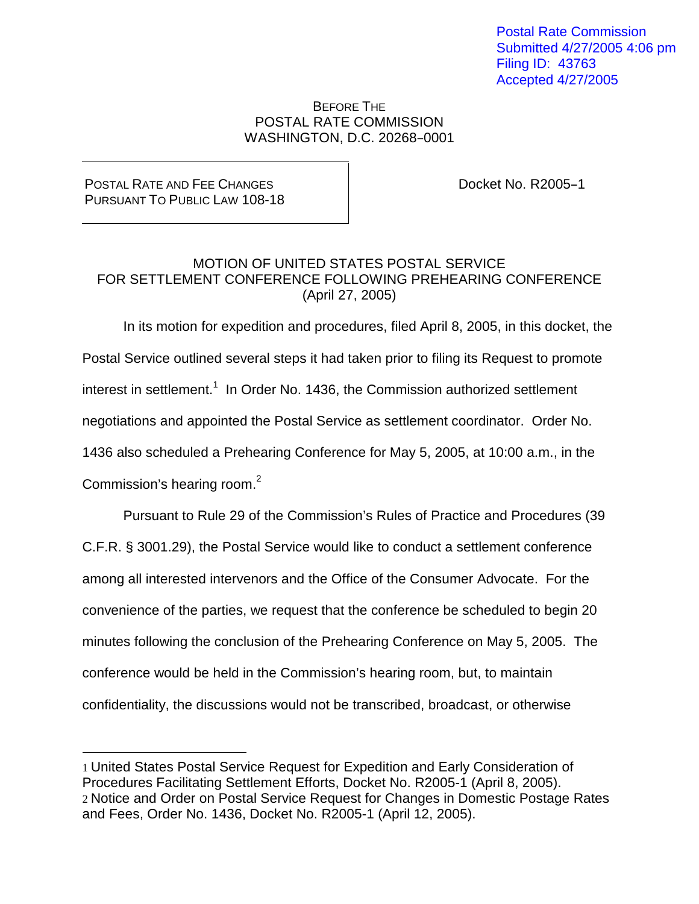Postal Rate Commission
Submitted 4/27/2005 4:06 pm
Filing ID: 43763
Accepted 4/27/2005

BEFORE THE
POSTAL RATE COMMISSION
WASHINGTON, D.C. 20268–0001

POSTAL RATE AND FEE CHANGES
PURSUANT TO PUBLIC LAW 108-18

Docket No. R2005–1

MOTION OF UNITED STATES POSTAL SERVICE
FOR SETTLEMENT CONFERENCE FOLLOWING PREHEARING CONFERENCE
(April 27, 2005)

In its motion for expedition and procedures, filed April 8, 2005, in this docket, the Postal Service outlined several steps it had taken prior to filing its Request to promote interest in settlement.[1] In Order No. 1436, the Commission authorized settlement negotiations and appointed the Postal Service as settlement coordinator. Order No. 1436 also scheduled a Prehearing Conference for May 5, 2005, at 10:00 a.m., in the Commission's hearing room.[2]

Pursuant to Rule 29 of the Commission's Rules of Practice and Procedures (39 C.F.R. § 3001.29), the Postal Service would like to conduct a settlement conference among all interested intervenors and the Office of the Consumer Advocate. For the convenience of the parties, we request that the conference be scheduled to begin 20 minutes following the conclusion of the Prehearing Conference on May 5, 2005. The conference would be held in the Commission's hearing room, but, to maintain confidentiality, the discussions would not be transcribed, broadcast, or otherwise

[1] United States Postal Service Request for Expedition and Early Consideration of Procedures Facilitating Settlement Efforts, Docket No. R2005-1 (April 8, 2005).
[2] Notice and Order on Postal Service Request for Changes in Domestic Postage Rates and Fees, Order No. 1436, Docket No. R2005-1 (April 12, 2005).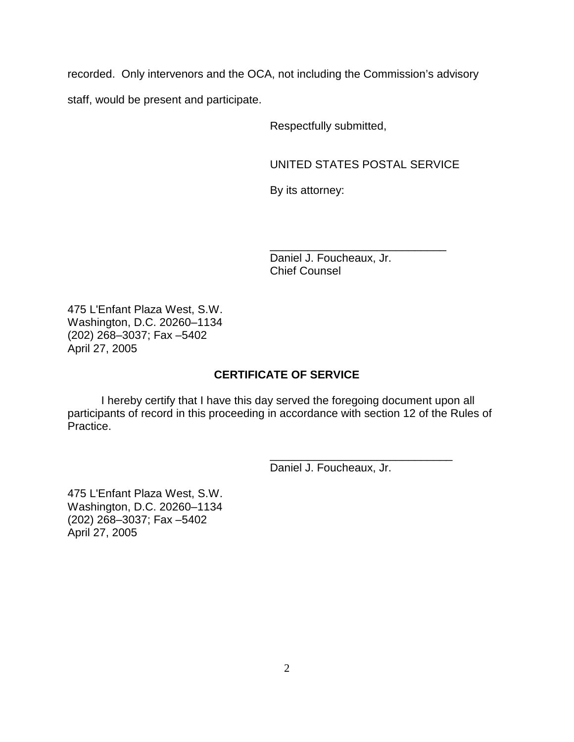recorded. Only intervenors and the OCA, not including the Commission's advisory staff, would be present and participate.

Respectfully submitted,

UNITED STATES POSTAL SERVICE

By its attorney:

______________________________
Daniel J. Foucheaux, Jr.
Chief Counsel

475 L'Enfant Plaza West, S.W.
Washington, D.C. 20260–1134
(202) 268–3037; Fax –5402
April 27, 2005

## CERTIFICATE OF SERVICE

I hereby certify that I have this day served the foregoing document upon all participants of record in this proceeding in accordance with section 12 of the Rules of Practice.

______________________________
Daniel J. Foucheaux, Jr.

475 L'Enfant Plaza West, S.W.
Washington, D.C. 20260–1134
(202) 268–3037; Fax –5402
April 27, 2005